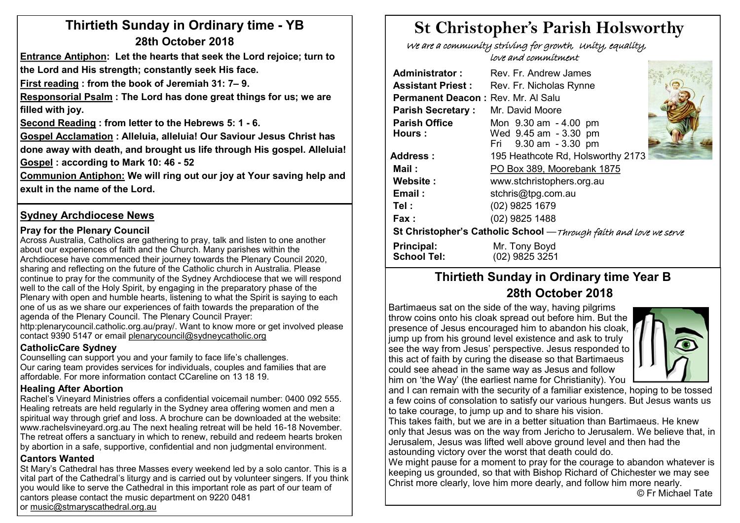## Thirtieth Sunday in Ordinary time - YB

### 28th October 2018

**Entrance Antiphon: Let the hearts that seek the Lord rejoice; turn to the Lord and His strength; constantly seek His face.**

**First reading : from the book of Jeremiah 31: 7– 9.**

**Responsorial Psalm : The Lord has done great things for us; we are filled with joy.**

**Second Reading : from letter to the Hebrews 5: 1 - 6.**

**Gospel Acclamation : Alleluia, alleluia! Our Saviour Jesus Christ has done away with death, and brought us life through His gospel. Alleluia!**

**Gospel : according to Mark 10: 46 - 52**

**Communion Antiphon: We will ring out our joy at Your saving help and exult in the name of the Lord.**

## Sydney Archdiocese News

### Pray for the Plenary Council

Across Australia, Catholics are gathering to pray, talk and listen to one another about our experiences of faith and the Church. Many parishes within the Archdiocese have commenced their journey towards the Plenary Council 2020, sharing and reflecting on the future of the Catholic church in Australia. Please continue to pray for the community of the Sydney Archdiocese that we will respond well to the call of the Holy Spirit, by engaging in the preparatory phase of the Plenary with open and humble hearts, listening to what the Spirit is saying to each one of us as we share our experiences of faith towards the preparation of the agenda of the Plenary Council. The Plenary Council Prayer: http:plenarycouncil.catholic.org.au/pray/. Want to know more or get involved please contact 9390 5147 or email plenarycouncil@sydneycatholic.org

### CatholicCare Sydney

Counselling can support you and your family to face life's challenges. Our caring team provides services for individuals, couples and families that are affordable. For more information contact CCareline on 13 18 19.

### Healing After Abortion

Rachel's Vineyard Ministries offers a confidential voicemail number: 0400 092 555. Healing retreats are held regularly in the Sydney area offering women and men a spiritual way through grief and loss. A brochure can be downloaded at the website: www.rachelsvineyard.org.au The next healing retreat will be held 16-18 November. The retreat offers a sanctuary in which to renew, rebuild and redeem hearts broken by abortion in a safe, supportive, confidential and non judgmental environment.

### Cantors Wanted

St Mary's Cathedral has three Masses every weekend led by a solo cantor. This is a vital part of the Cathedral's liturgy and is carried out by volunteer singers. If you think you would like to serve the Cathedral in this important role as part of our team of cantors please contact the music department on 9220 0481 or music@stmaryscathedral.org.au

# St Christopher's Parish Holsworthy

*We are a community striving for growth, Unity, equality, love and commitment*

| | |
|---|---|
| **Administrator :** | Rev. Fr. Andrew James |
| **Assistant Priest :** | Rev. Fr. Nicholas Rynne |
| **Permanent Deacon :** | Rev. Mr. Al Salu |
| **Parish Secretary :** | Mr. David Moore |
| **Parish Office Hours :** | Mon 9.30 am - 4.00 pm<br>Wed 9.45 am - 3.30 pm<br>Fri 9.30 am - 3.30 pm |
| **Address :** | 195 Heathcote Rd, Holsworthy 2173 |
| **Mail :** | PO Box 389, Moorebank 1875 |
| **Website :** | www.stchristophers.org.au |
| **Email :** | stchris@tpg.com.au |
| **Tel :** | (02) 9825 1679 |
| **Fax :** | (02) 9825 1488 |

**St Christopher's Catholic School** —*Through faith and love we serve*

| | |
|---|---|
| **Principal:** | Mr. Tony Boyd |
| **School Tel:** | (02) 9825 3251 |

## Thirtieth Sunday in Ordinary time Year B

### 28th October 2018

Bartimaeus sat on the side of the way, having pilgrims throw coins onto his cloak spread out before him. But the presence of Jesus encouraged him to abandon his cloak, jump up from his ground level existence and ask to truly see the way from Jesus' perspective. Jesus responded to this act of faith by curing the disease so that Bartimaeus could see ahead in the same way as Jesus and follow him on 'the Way' (the earliest name for Christianity). You and I can remain with the security of a familiar existence, hoping to be tossed a few coins of consolation to satisfy our various hungers. But Jesus wants us to take courage, to jump up and to share his vision.

This takes faith, but we are in a better situation than Bartimaeus. He knew only that Jesus was on the way from Jericho to Jerusalem. We believe that, in Jerusalem, Jesus was lifted well above ground level and then had the astounding victory over the worst that death could do.

We might pause for a moment to pray for the courage to abandon whatever is keeping us grounded, so that with Bishop Richard of Chichester we may see Christ more clearly, love him more dearly, and follow him more nearly.

© Fr Michael Tate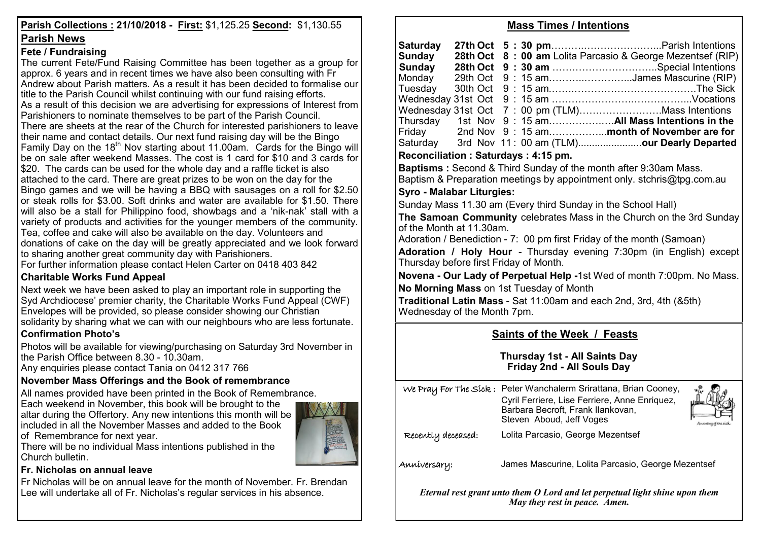**Parish Collections : 21/10/2018 - First: $1,125.25 Second: $1,130.55**

## Parish News

### Fete / Fundraising

The current Fete/Fund Raising Committee has been together as a group for approx. 6 years and in recent times we have also been consulting with Fr Andrew about Parish matters. As a result it has been decided to formalise our title to the Parish Council whilst continuing with our fund raising efforts.

As a result of this decision we are advertising for expressions of Interest from Parishioners to nominate themselves to be part of the Parish Council.

There are sheets at the rear of the Church for interested parishioners to leave their name and contact details. Our next fund raising day will be the Bingo Family Day on the 18th Nov starting about 11.00am. Cards for the Bingo will be on sale after weekend Masses. The cost is 1 card for $10 and 3 cards for $20. The cards can be used for the whole day and a raffle ticket is also attached to the card. There are great prizes to be won on the day for the Bingo games and we will be having a BBQ with sausages on a roll for $2.50 or steak rolls for $3.00. Soft drinks and water are available for $1.50. There will also be a stall for Philippino food, showbags and a 'nik-nak' stall with a variety of products and activities for the younger members of the community. Tea, coffee and cake will also be available on the day. Volunteers and donations of cake on the day will be greatly appreciated and we look forward to sharing another great community day with Parishioners.

For further information please contact Helen Carter on 0418 403 842

### Charitable Works Fund Appeal

Next week we have been asked to play an important role in supporting the Syd Archdiocese' premier charity, the Charitable Works Fund Appeal (CWF) Envelopes will be provided, so please consider showing our Christian solidarity by sharing what we can with our neighbours who are less fortunate.

### Confirmation Photo's

Photos will be available for viewing/purchasing on Saturday 3rd November in the Parish Office between 8.30 - 10.30am.

Any enquiries please contact Tania on 0412 317 766

### November Mass Offerings and the Book of remembrance

All names provided have been printed in the Book of Remembrance.

Each weekend in November, this book will be brought to the altar during the Offertory. Any new intentions this month will be included in all the November Masses and added to the Book of Remembrance for next year.

There will be no individual Mass intentions published in the Church bulletin.

### Fr. Nicholas on annual leave

Fr Nicholas will be on annual leave for the month of November. Fr. Brendan Lee will undertake all of Fr. Nicholas's regular services in his absence.

## Mass Times / Intentions

| | | | |
|---|---|---|---|
| **Saturday** | **27th Oct** | **5 : 30 pm** | Parish Intentions |
| **Sunday** | **28th Oct** | **8 : 00 am** | Lolita Parcasio & George Mezentsef (RIP) |
| **Sunday** | **28th Oct** | **9 : 30 am** | Special Intentions |
| Monday | 29th Oct | 9 : 15 am | James Mascurine (RIP) |
| Tuesday | 30th Oct | 9 : 15 am | The Sick |
| Wednesday | 31st Oct | 9 : 15 am | Vocations |
| Wednesday | 31st Oct | 7 : 00 pm (TLM) | Mass Intentions |
| Thursday | 1st Nov | 9 : 15 am | **All Mass Intentions in the** |
| Friday | 2nd Nov | 9 : 15 am | **month of November are for** |
| Saturday | 3rd Nov | 11 : 00 am (TLM) | **our Dearly Departed** |

**Reconciliation : Saturdays : 4:15 pm.**

**Baptisms :** Second & Third Sunday of the month after 9:30am Mass.
Baptism & Preparation meetings by appointment only. stchris@tpg.com.au

**Syro - Malabar Liturgies:**

Sunday Mass 11.30 am (Every third Sunday in the School Hall)

**The Samoan Community** celebrates Mass in the Church on the 3rd Sunday of the Month at 11.30am.

Adoration / Benediction - 7: 00 pm first Friday of the month (Samoan)

**Adoration / Holy Hour** - Thursday evening 7:30pm (in English) except Thursday before first Friday of Month.

**Novena - Our Lady of Perpetual Help -**1st Wed of month 7:00pm. No Mass.

**No Morning Mass** on 1st Tuesday of Month

**Traditional Latin Mass** - Sat 11:00am and each 2nd, 3rd, 4th (&5th) Wednesday of the Month 7pm.

## Saints of the Week / Feasts

**Thursday 1st - All Saints Day**
**Friday 2nd - All Souls Day**

We Pray For The Sick : Peter Wanchalerm Srirattana, Brian Cooney, Cyril Ferriere, Lise Ferriere, Anne Enriquez, Barbara Becroft, Frank Ilankovan, Steven Aboud, Jeff Voges

Recently deceased: Lolita Parcasio, George Mezentsef

Anniversary: James Mascurine, Lolita Parcasio, George Mezentsef

***Eternal rest grant unto them O Lord and let perpetual light shine upon them May they rest in peace. Amen.***